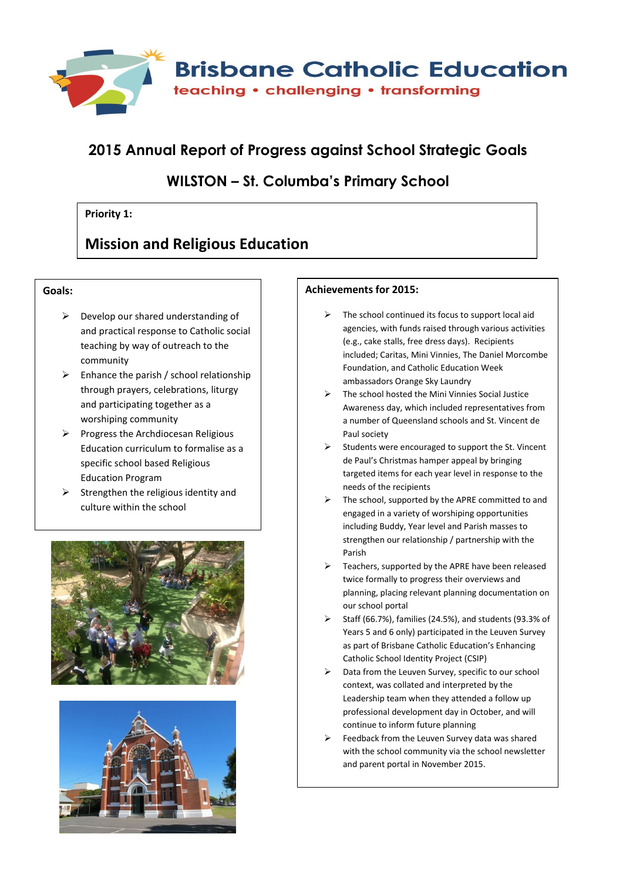Brisbane Catholic Education

teaching • challenging • transforming

# 2015 Annual Report of Progress against School Strategic Goals

## WILSTON – St. Columba's Primary School

**Priority 1:**

## Mission and Religious Education

**Goals:**

- Develop our shared understanding of and practical response to Catholic social teaching by way of outreach to the community
- Enhance the parish / school relationship through prayers, celebrations, liturgy and participating together as a worshiping community
- Progress the Archdiocesan Religious Education curriculum to formalise as a specific school based Religious Education Program
- Strengthen the religious identity and culture within the school

**Achievements for 2015:**

- The school continued its focus to support local aid agencies, with funds raised through various activities (e.g., cake stalls, free dress days). Recipients included; Caritas, Mini Vinnies, The Daniel Morcombe Foundation, and Catholic Education Week ambassadors Orange Sky Laundry
- The school hosted the Mini Vinnies Social Justice Awareness day, which included representatives from a number of Queensland schools and St. Vincent de Paul society
- Students were encouraged to support the St. Vincent de Paul's Christmas hamper appeal by bringing targeted items for each year level in response to the needs of the recipients
- The school, supported by the APRE committed to and engaged in a variety of worshiping opportunities including Buddy, Year level and Parish masses to strengthen our relationship / partnership with the Parish
- Teachers, supported by the APRE have been released twice formally to progress their overviews and planning, placing relevant planning documentation on our school portal
- Staff (66.7%), families (24.5%), and students (93.3% of Years 5 and 6 only) participated in the Leuven Survey as part of Brisbane Catholic Education's Enhancing Catholic School Identity Project (CSIP)
- Data from the Leuven Survey, specific to our school context, was collated and interpreted by the Leadership team when they attended a follow up professional development day in October, and will continue to inform future planning
- Feedback from the Leuven Survey data was shared with the school community via the school newsletter and parent portal in November 2015.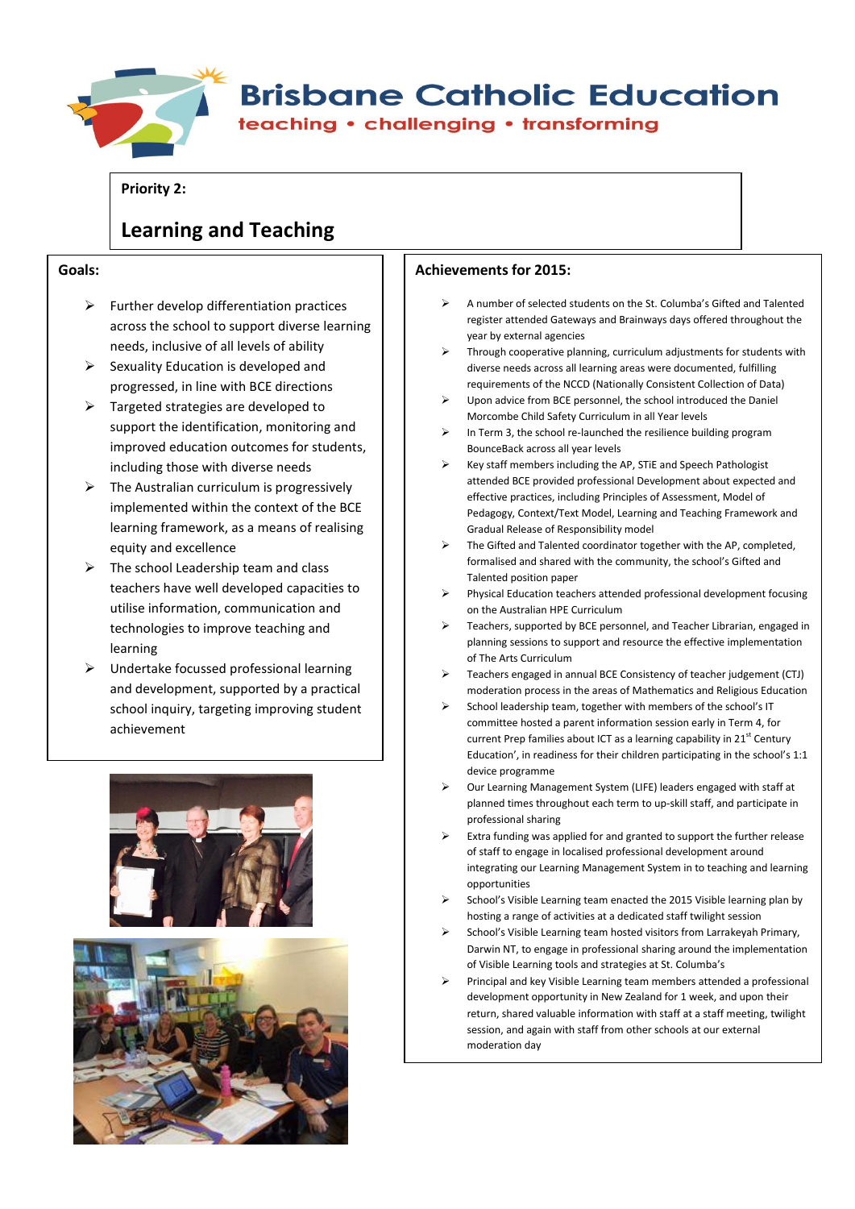Brisbane Catholic Education

teaching • challenging • transforming

**Priority 2:**

## Learning and Teaching

### Goals:

- Further develop differentiation practices across the school to support diverse learning needs, inclusive of all levels of ability
- Sexuality Education is developed and progressed, in line with BCE directions
- Targeted strategies are developed to support the identification, monitoring and improved education outcomes for students, including those with diverse needs
- The Australian curriculum is progressively implemented within the context of the BCE learning framework, as a means of realising equity and excellence
- The school Leadership team and class teachers have well developed capacities to utilise information, communication and technologies to improve teaching and learning
- Undertake focussed professional learning and development, supported by a practical school inquiry, targeting improving student achievement

### Achievements for 2015:

- A number of selected students on the St. Columba's Gifted and Talented register attended Gateways and Brainways days offered throughout the year by external agencies
- Through cooperative planning, curriculum adjustments for students with diverse needs across all learning areas were documented, fulfilling requirements of the NCCD (Nationally Consistent Collection of Data)
- Upon advice from BCE personnel, the school introduced the Daniel Morcombe Child Safety Curriculum in all Year levels
- In Term 3, the school re-launched the resilience building program BounceBack across all year levels
- Key staff members including the AP, STiE and Speech Pathologist attended BCE provided professional Development about expected and effective practices, including Principles of Assessment, Model of Pedagogy, Context/Text Model, Learning and Teaching Framework and Gradual Release of Responsibility model
- The Gifted and Talented coordinator together with the AP, completed, formalised and shared with the community, the school's Gifted and Talented position paper
- Physical Education teachers attended professional development focusing on the Australian HPE Curriculum
- Teachers, supported by BCE personnel, and Teacher Librarian, engaged in planning sessions to support and resource the effective implementation of The Arts Curriculum
- Teachers engaged in annual BCE Consistency of teacher judgement (CTJ) moderation process in the areas of Mathematics and Religious Education
- School leadership team, together with members of the school's IT committee hosted a parent information session early in Term 4, for current Prep families about ICT as a learning capability in 21st Century Education', in readiness for their children participating in the school's 1:1 device programme
- Our Learning Management System (LIFE) leaders engaged with staff at planned times throughout each term to up-skill staff, and participate in professional sharing
- Extra funding was applied for and granted to support the further release of staff to engage in localised professional development around integrating our Learning Management System in to teaching and learning opportunities
- School's Visible Learning team enacted the 2015 Visible learning plan by hosting a range of activities at a dedicated staff twilight session
- School's Visible Learning team hosted visitors from Larrakeyah Primary, Darwin NT, to engage in professional sharing around the implementation of Visible Learning tools and strategies at St. Columba's
- Principal and key Visible Learning team members attended a professional development opportunity in New Zealand for 1 week, and upon their return, shared valuable information with staff at a staff meeting, twilight session, and again with staff from other schools at our external moderation day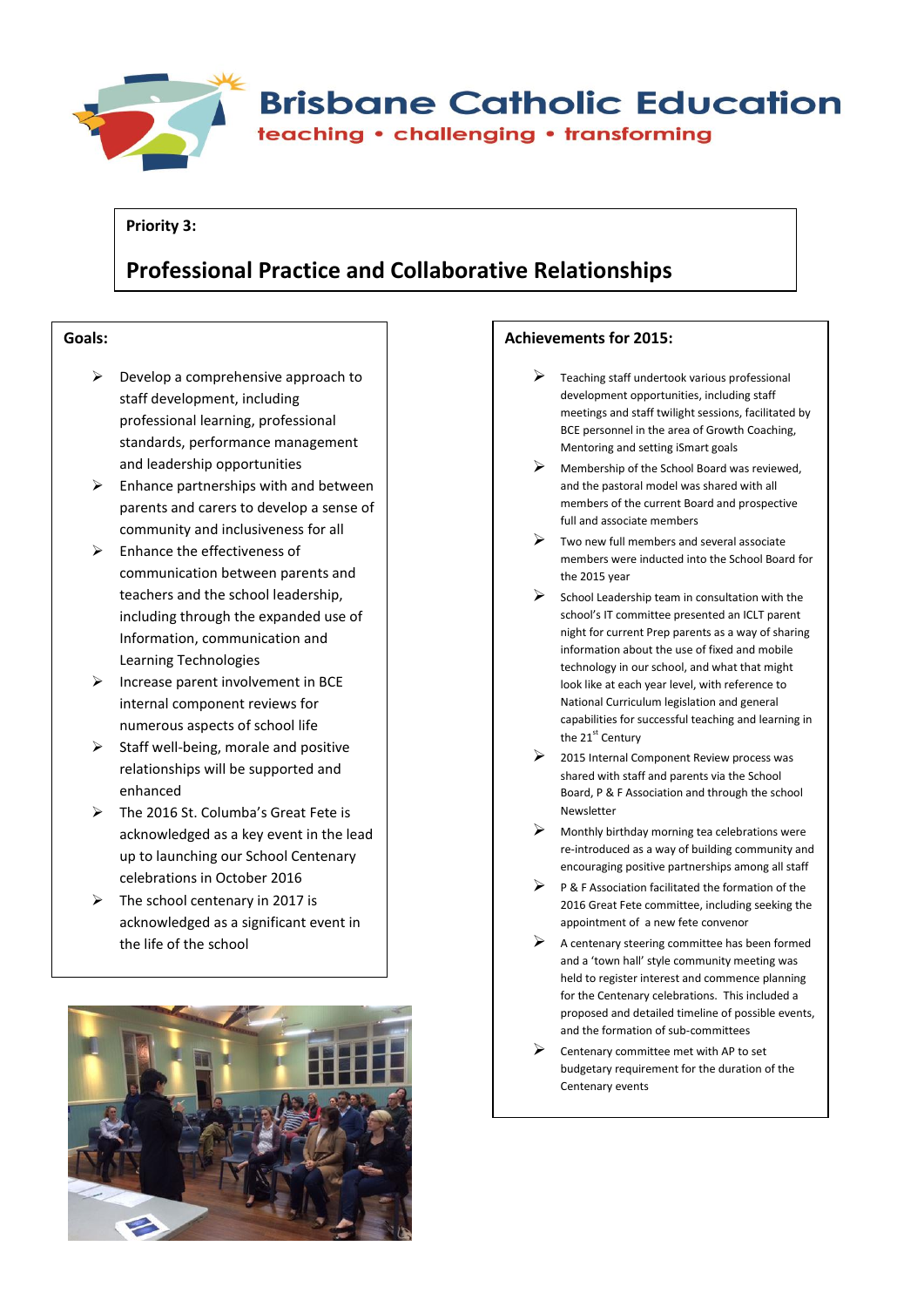# Brisbane Catholic Education

teaching • challenging • transforming

**Priority 3:**

## Professional Practice and Collaborative Relationships

### Goals:

- Develop a comprehensive approach to staff development, including professional learning, professional standards, performance management and leadership opportunities
- Enhance partnerships with and between parents and carers to develop a sense of community and inclusiveness for all
- Enhance the effectiveness of communication between parents and teachers and the school leadership, including through the expanded use of Information, communication and Learning Technologies
- Increase parent involvement in BCE internal component reviews for numerous aspects of school life
- Staff well-being, morale and positive relationships will be supported and enhanced
- The 2016 St. Columba's Great Fete is acknowledged as a key event in the lead up to launching our School Centenary celebrations in October 2016
- The school centenary in 2017 is acknowledged as a significant event in the life of the school

### Achievements for 2015:

- Teaching staff undertook various professional development opportunities, including staff meetings and staff twilight sessions, facilitated by BCE personnel in the area of Growth Coaching, Mentoring and setting iSmart goals
- Membership of the School Board was reviewed, and the pastoral model was shared with all members of the current Board and prospective full and associate members
- Two new full members and several associate members were inducted into the School Board for the 2015 year
- School Leadership team in consultation with the school's IT committee presented an ICLT parent night for current Prep parents as a way of sharing information about the use of fixed and mobile technology in our school, and what that might look like at each year level, with reference to National Curriculum legislation and general capabilities for successful teaching and learning in the 21st Century
- 2015 Internal Component Review process was shared with staff and parents via the School Board, P & F Association and through the school Newsletter
- Monthly birthday morning tea celebrations were re-introduced as a way of building community and encouraging positive partnerships among all staff
- P & F Association facilitated the formation of the 2016 Great Fete committee, including seeking the appointment of a new fete convenor
- A centenary steering committee has been formed and a 'town hall' style community meeting was held to register interest and commence planning for the Centenary celebrations. This included a proposed and detailed timeline of possible events, and the formation of sub-committees
- Centenary committee met with AP to set budgetary requirement for the duration of the Centenary events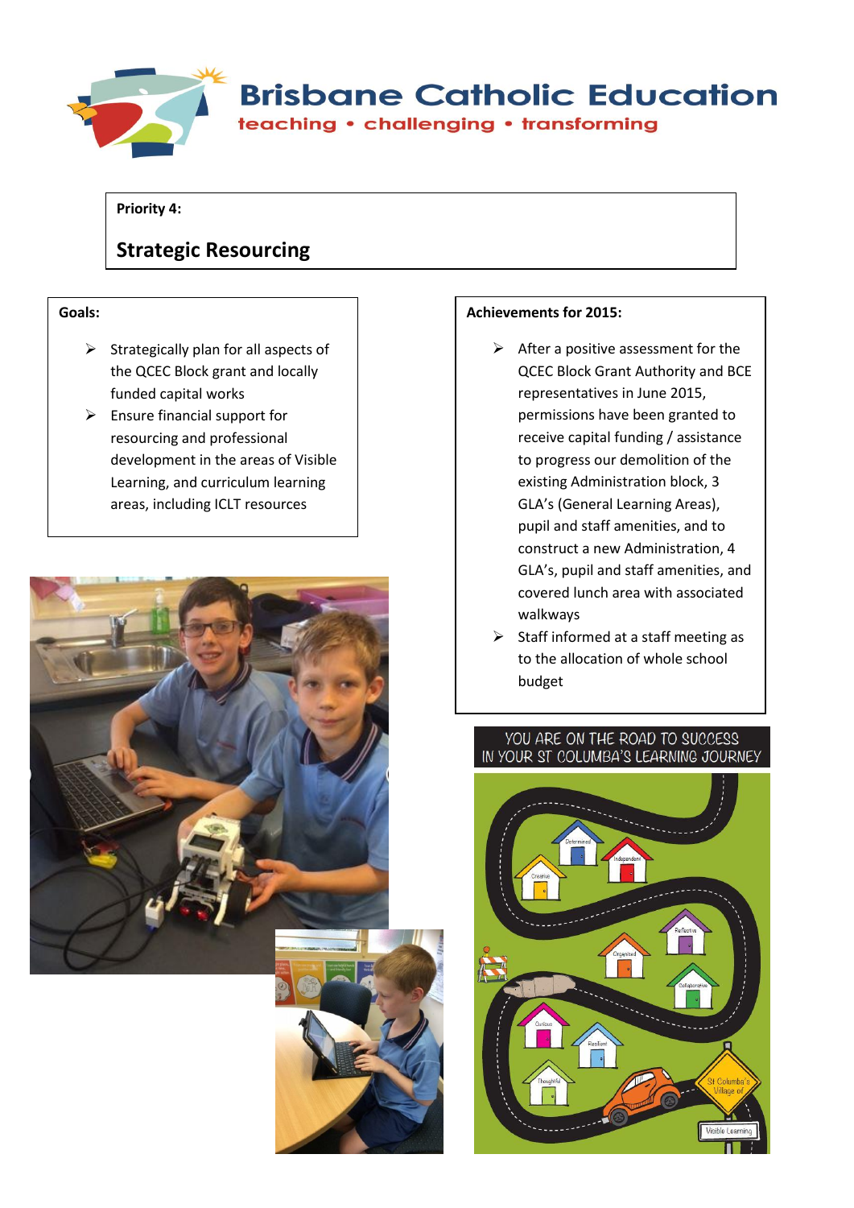Brisbane Catholic Education

teaching • challenging • transforming

**Priority 4:**

## Strategic Resourcing

**Goals:**

- Strategically plan for all aspects of the QCEC Block grant and locally funded capital works
- Ensure financial support for resourcing and professional development in the areas of Visible Learning, and curriculum learning areas, including ICLT resources

**Achievements for 2015:**

- After a positive assessment for the QCEC Block Grant Authority and BCE representatives in June 2015, permissions have been granted to receive capital funding / assistance to progress our demolition of the existing Administration block, 3 GLA's (General Learning Areas), pupil and staff amenities, and to construct a new Administration, 4 GLA's, pupil and staff amenities, and covered lunch area with associated walkways
- Staff informed at a staff meeting as to the allocation of whole school budget

YOU ARE ON THE ROAD TO SUCCESS IN YOUR ST COLUMBA'S LEARNING JOURNEY